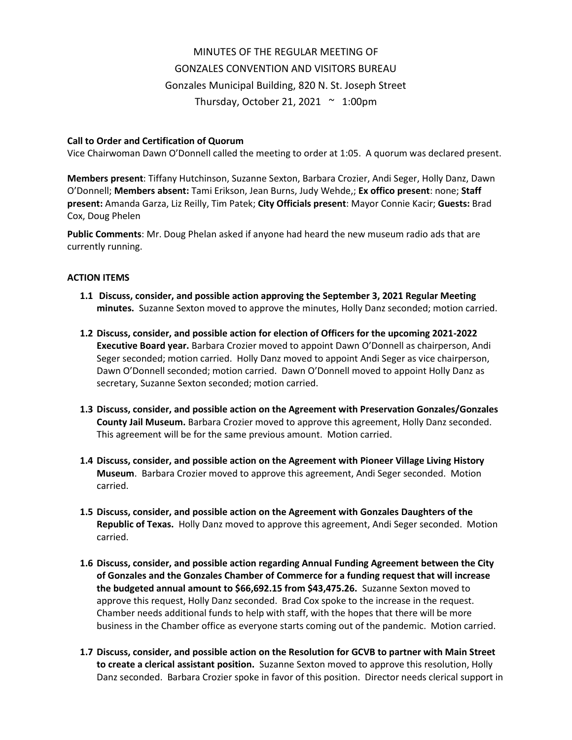MINUTES OF THE REGULAR MEETING OF
GONZALES CONVENTION AND VISITORS BUREAU
Gonzales Municipal Building, 820 N. St. Joseph Street
Thursday, October 21, 2021 ~ 1:00pm

**Call to Order and Certification of Quorum**
Vice Chairwoman Dawn O'Donnell called the meeting to order at 1:05. A quorum was declared present.

**Members present**: Tiffany Hutchinson, Suzanne Sexton, Barbara Crozier, Andi Seger, Holly Danz, Dawn O'Donnell; **Members absent:** Tami Erikson, Jean Burns, Judy Wehde,; **Ex offico present**: none; **Staff present:** Amanda Garza, Liz Reilly, Tim Patek; **City Officials present**: Mayor Connie Kacir; **Guests:** Brad Cox, Doug Phelen

**Public Comments**: Mr. Doug Phelan asked if anyone had heard the new museum radio ads that are currently running.

**ACTION ITEMS**

- **1.1 Discuss, consider, and possible action approving the September 3, 2021 Regular Meeting minutes.** Suzanne Sexton moved to approve the minutes, Holly Danz seconded; motion carried.
- **1.2 Discuss, consider, and possible action for election of Officers for the upcoming 2021-2022 Executive Board year.** Barbara Crozier moved to appoint Dawn O'Donnell as chairperson, Andi Seger seconded; motion carried. Holly Danz moved to appoint Andi Seger as vice chairperson, Dawn O'Donnell seconded; motion carried. Dawn O'Donnell moved to appoint Holly Danz as secretary, Suzanne Sexton seconded; motion carried.
- **1.3 Discuss, consider, and possible action on the Agreement with Preservation Gonzales/Gonzales County Jail Museum.** Barbara Crozier moved to approve this agreement, Holly Danz seconded. This agreement will be for the same previous amount. Motion carried.
- **1.4 Discuss, consider, and possible action on the Agreement with Pioneer Village Living History Museum**. Barbara Crozier moved to approve this agreement, Andi Seger seconded. Motion carried.
- **1.5 Discuss, consider, and possible action on the Agreement with Gonzales Daughters of the Republic of Texas.** Holly Danz moved to approve this agreement, Andi Seger seconded. Motion carried.
- **1.6 Discuss, consider, and possible action regarding Annual Funding Agreement between the City of Gonzales and the Gonzales Chamber of Commerce for a funding request that will increase the budgeted annual amount to $66,692.15 from $43,475.26.** Suzanne Sexton moved to approve this request, Holly Danz seconded. Brad Cox spoke to the increase in the request. Chamber needs additional funds to help with staff, with the hopes that there will be more business in the Chamber office as everyone starts coming out of the pandemic. Motion carried.
- **1.7 Discuss, consider, and possible action on the Resolution for GCVB to partner with Main Street to create a clerical assistant position.** Suzanne Sexton moved to approve this resolution, Holly Danz seconded. Barbara Crozier spoke in favor of this position. Director needs clerical support in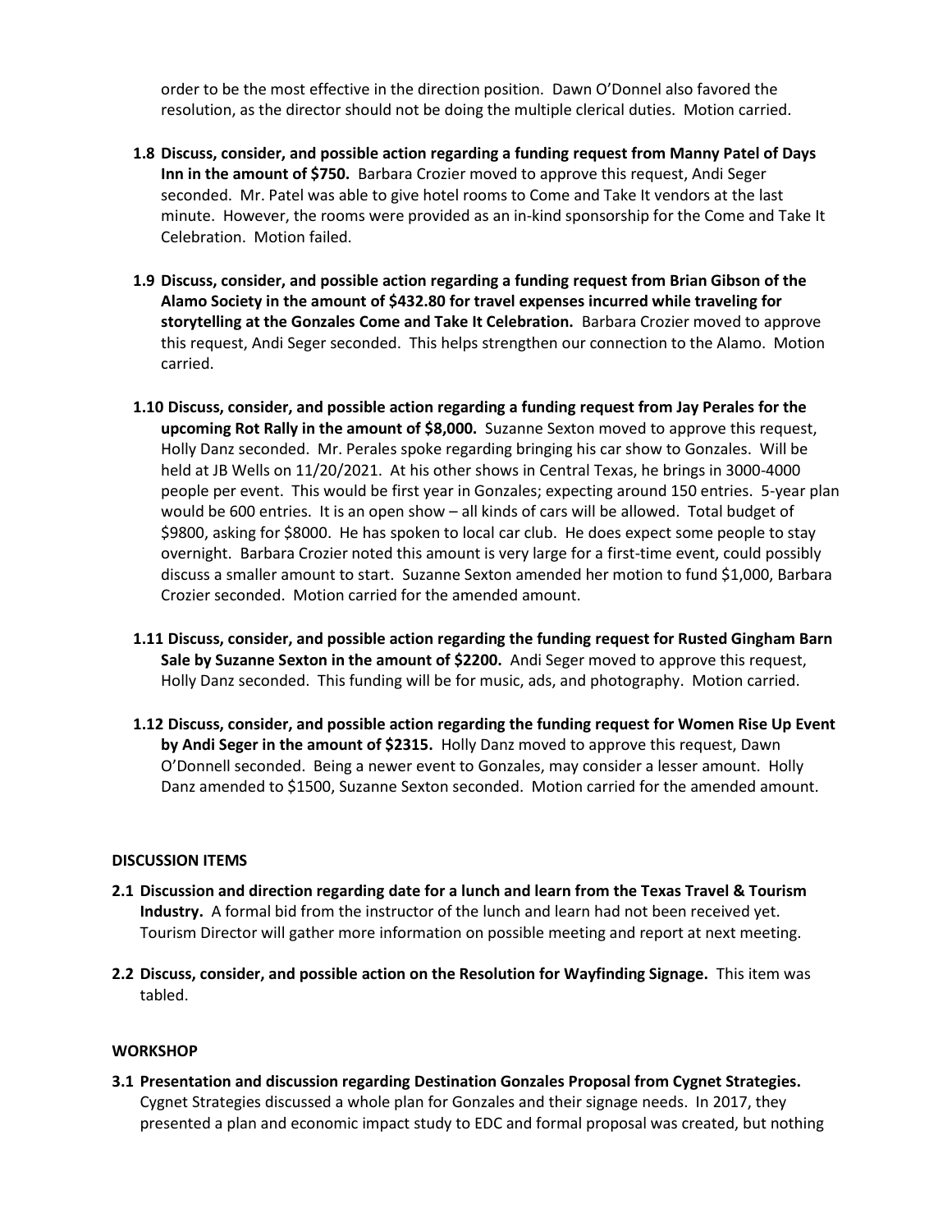order to be the most effective in the direction position. Dawn O'Donnel also favored the resolution, as the director should not be doing the multiple clerical duties. Motion carried.

**1.8 Discuss, consider, and possible action regarding a funding request from Manny Patel of Days Inn in the amount of $750.** Barbara Crozier moved to approve this request, Andi Seger seconded. Mr. Patel was able to give hotel rooms to Come and Take It vendors at the last minute. However, the rooms were provided as an in-kind sponsorship for the Come and Take It Celebration. Motion failed.

**1.9 Discuss, consider, and possible action regarding a funding request from Brian Gibson of the Alamo Society in the amount of $432.80 for travel expenses incurred while traveling for storytelling at the Gonzales Come and Take It Celebration.** Barbara Crozier moved to approve this request, Andi Seger seconded. This helps strengthen our connection to the Alamo. Motion carried.

**1.10 Discuss, consider, and possible action regarding a funding request from Jay Perales for the upcoming Rot Rally in the amount of $8,000.** Suzanne Sexton moved to approve this request, Holly Danz seconded. Mr. Perales spoke regarding bringing his car show to Gonzales. Will be held at JB Wells on 11/20/2021. At his other shows in Central Texas, he brings in 3000-4000 people per event. This would be first year in Gonzales; expecting around 150 entries. 5-year plan would be 600 entries. It is an open show – all kinds of cars will be allowed. Total budget of $9800, asking for $8000. He has spoken to local car club. He does expect some people to stay overnight. Barbara Crozier noted this amount is very large for a first-time event, could possibly discuss a smaller amount to start. Suzanne Sexton amended her motion to fund $1,000, Barbara Crozier seconded. Motion carried for the amended amount.

**1.11 Discuss, consider, and possible action regarding the funding request for Rusted Gingham Barn Sale by Suzanne Sexton in the amount of $2200.** Andi Seger moved to approve this request, Holly Danz seconded. This funding will be for music, ads, and photography. Motion carried.

**1.12 Discuss, consider, and possible action regarding the funding request for Women Rise Up Event by Andi Seger in the amount of $2315.** Holly Danz moved to approve this request, Dawn O'Donnell seconded. Being a newer event to Gonzales, may consider a lesser amount. Holly Danz amended to $1500, Suzanne Sexton seconded. Motion carried for the amended amount.

**DISCUSSION ITEMS**

**2.1 Discussion and direction regarding date for a lunch and learn from the Texas Travel & Tourism Industry.** A formal bid from the instructor of the lunch and learn had not been received yet. Tourism Director will gather more information on possible meeting and report at next meeting.

**2.2 Discuss, consider, and possible action on the Resolution for Wayfinding Signage.** This item was tabled.

**WORKSHOP**

**3.1 Presentation and discussion regarding Destination Gonzales Proposal from Cygnet Strategies.** Cygnet Strategies discussed a whole plan for Gonzales and their signage needs. In 2017, they presented a plan and economic impact study to EDC and formal proposal was created, but nothing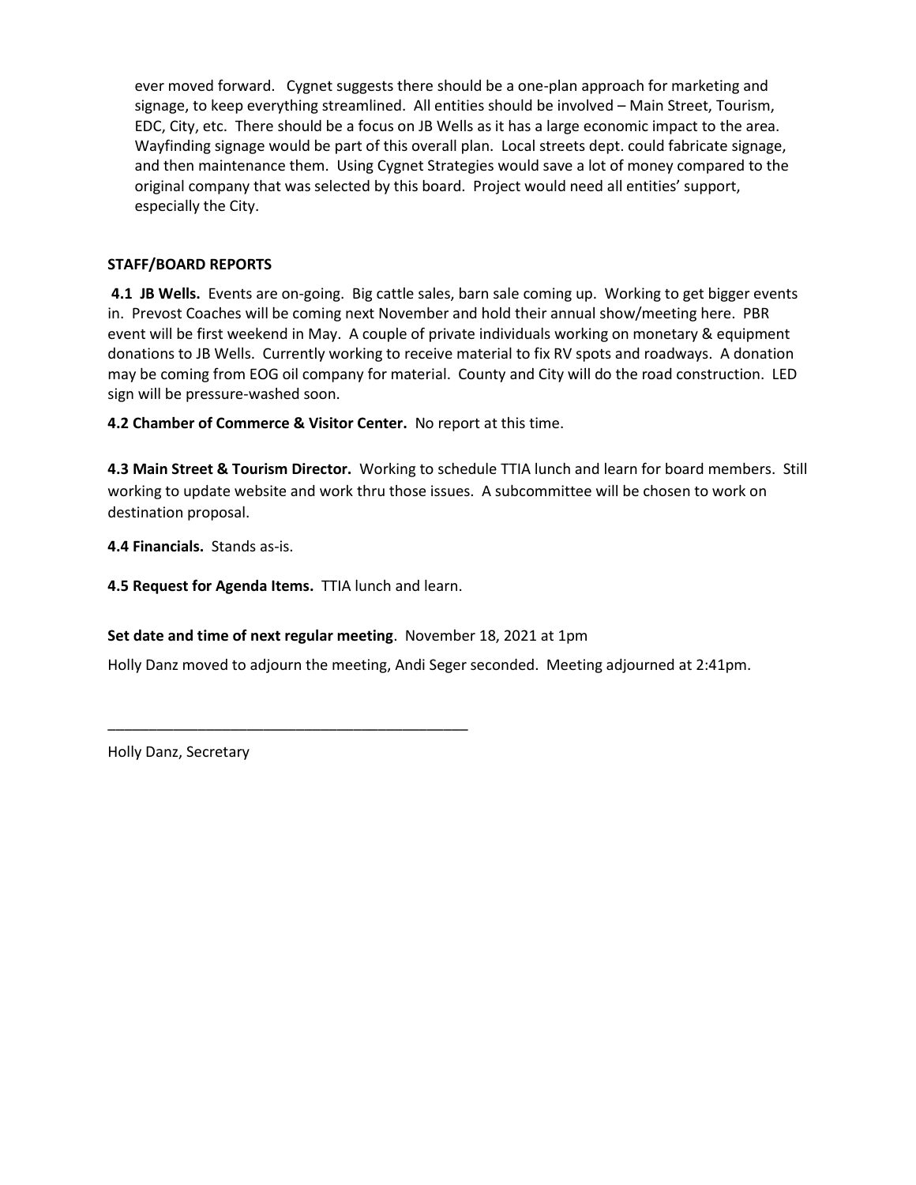ever moved forward. Cygnet suggests there should be a one-plan approach for marketing and signage, to keep everything streamlined. All entities should be involved – Main Street, Tourism, EDC, City, etc. There should be a focus on JB Wells as it has a large economic impact to the area. Wayfinding signage would be part of this overall plan. Local streets dept. could fabricate signage, and then maintenance them. Using Cygnet Strategies would save a lot of money compared to the original company that was selected by this board. Project would need all entities' support, especially the City.

**STAFF/BOARD REPORTS**

**4.1 JB Wells.** Events are on-going. Big cattle sales, barn sale coming up. Working to get bigger events in. Prevost Coaches will be coming next November and hold their annual show/meeting here. PBR event will be first weekend in May. A couple of private individuals working on monetary & equipment donations to JB Wells. Currently working to receive material to fix RV spots and roadways. A donation may be coming from EOG oil company for material. County and City will do the road construction. LED sign will be pressure-washed soon.

**4.2 Chamber of Commerce & Visitor Center.** No report at this time.

**4.3 Main Street & Tourism Director.** Working to schedule TTIA lunch and learn for board members. Still working to update website and work thru those issues. A subcommittee will be chosen to work on destination proposal.

**4.4 Financials.** Stands as-is.

**4.5 Request for Agenda Items.** TTIA lunch and learn.

**Set date and time of next regular meeting**. November 18, 2021 at 1pm

Holly Danz moved to adjourn the meeting, Andi Seger seconded. Meeting adjourned at 2:41pm.

\_\_\_\_\_\_\_\_\_\_\_\_\_\_\_\_\_\_\_\_\_\_\_\_\_\_\_\_\_\_\_\_\_\_\_\_\_\_\_\_\_\_\_\_

Holly Danz, Secretary